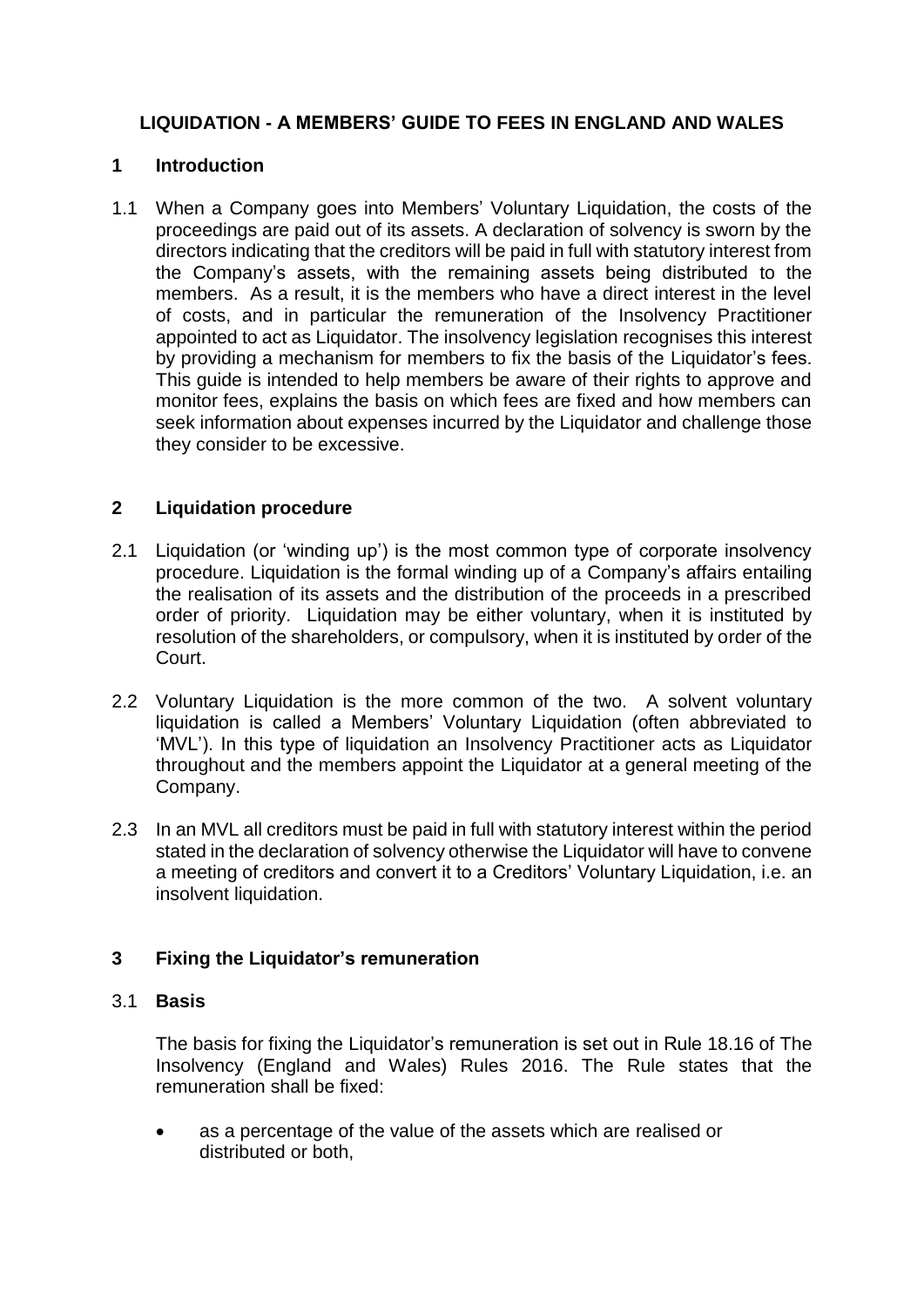# LIQUIDATION - A MEMBERS' GUIDE TO FEES IN ENGLAND AND WALES

## 1 Introduction

1.1 When a Company goes into Members' Voluntary Liquidation, the costs of the proceedings are paid out of its assets. A declaration of solvency is sworn by the directors indicating that the creditors will be paid in full with statutory interest from the Company's assets, with the remaining assets being distributed to the members. As a result, it is the members who have a direct interest in the level of costs, and in particular the remuneration of the Insolvency Practitioner appointed to act as Liquidator. The insolvency legislation recognises this interest by providing a mechanism for members to fix the basis of the Liquidator's fees. This guide is intended to help members be aware of their rights to approve and monitor fees, explains the basis on which fees are fixed and how members can seek information about expenses incurred by the Liquidator and challenge those they consider to be excessive.

## 2 Liquidation procedure

2.1 Liquidation (or 'winding up') is the most common type of corporate insolvency procedure. Liquidation is the formal winding up of a Company's affairs entailing the realisation of its assets and the distribution of the proceeds in a prescribed order of priority. Liquidation may be either voluntary, when it is instituted by resolution of the shareholders, or compulsory, when it is instituted by order of the Court.

2.2 Voluntary Liquidation is the more common of the two. A solvent voluntary liquidation is called a Members' Voluntary Liquidation (often abbreviated to 'MVL'). In this type of liquidation an Insolvency Practitioner acts as Liquidator throughout and the members appoint the Liquidator at a general meeting of the Company.

2.3 In an MVL all creditors must be paid in full with statutory interest within the period stated in the declaration of solvency otherwise the Liquidator will have to convene a meeting of creditors and convert it to a Creditors' Voluntary Liquidation, i.e. an insolvent liquidation.

## 3 Fixing the Liquidator's remuneration

### 3.1 Basis

The basis for fixing the Liquidator's remuneration is set out in Rule 18.16 of The Insolvency (England and Wales) Rules 2016. The Rule states that the remuneration shall be fixed:

- as a percentage of the value of the assets which are realised or distributed or both,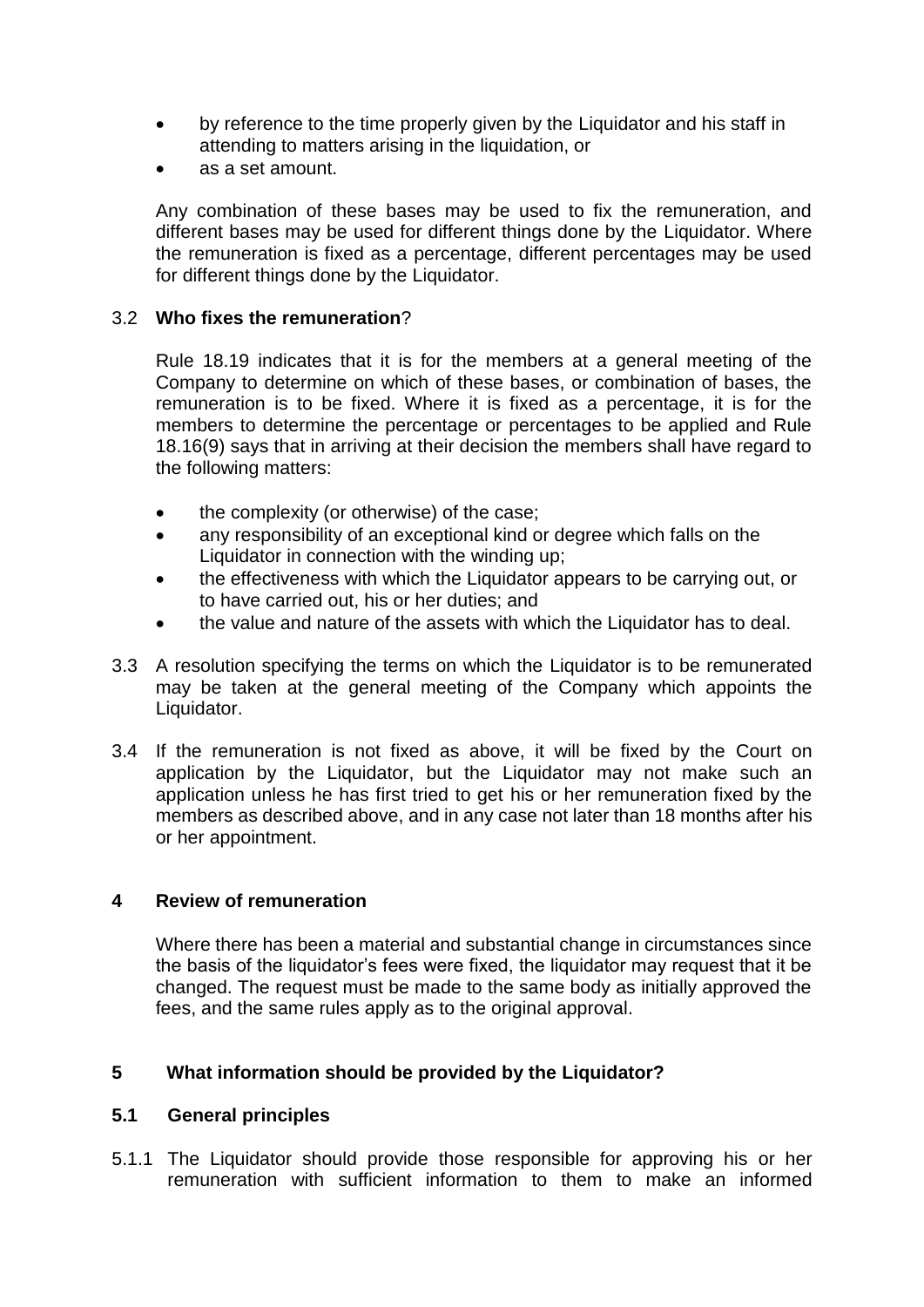- by reference to the time properly given by the Liquidator and his staff in attending to matters arising in the liquidation, or
- as a set amount.

Any combination of these bases may be used to fix the remuneration, and different bases may be used for different things done by the Liquidator. Where the remuneration is fixed as a percentage, different percentages may be used for different things done by the Liquidator.

3.2 **Who fixes the remuneration**?

Rule 18.19 indicates that it is for the members at a general meeting of the Company to determine on which of these bases, or combination of bases, the remuneration is to be fixed. Where it is fixed as a percentage, it is for the members to determine the percentage or percentages to be applied and Rule 18.16(9) says that in arriving at their decision the members shall have regard to the following matters:

- the complexity (or otherwise) of the case;
- any responsibility of an exceptional kind or degree which falls on the Liquidator in connection with the winding up;
- the effectiveness with which the Liquidator appears to be carrying out, or to have carried out, his or her duties; and
- the value and nature of the assets with which the Liquidator has to deal.

3.3 A resolution specifying the terms on which the Liquidator is to be remunerated may be taken at the general meeting of the Company which appoints the Liquidator.

3.4 If the remuneration is not fixed as above, it will be fixed by the Court on application by the Liquidator, but the Liquidator may not make such an application unless he has first tried to get his or her remuneration fixed by the members as described above, and in any case not later than 18 months after his or her appointment.

## 4 Review of remuneration

Where there has been a material and substantial change in circumstances since the basis of the liquidator's fees were fixed, the liquidator may request that it be changed. The request must be made to the same body as initially approved the fees, and the same rules apply as to the original approval.

## 5 What information should be provided by the Liquidator?

### 5.1 General principles

5.1.1 The Liquidator should provide those responsible for approving his or her remuneration with sufficient information to them to make an informed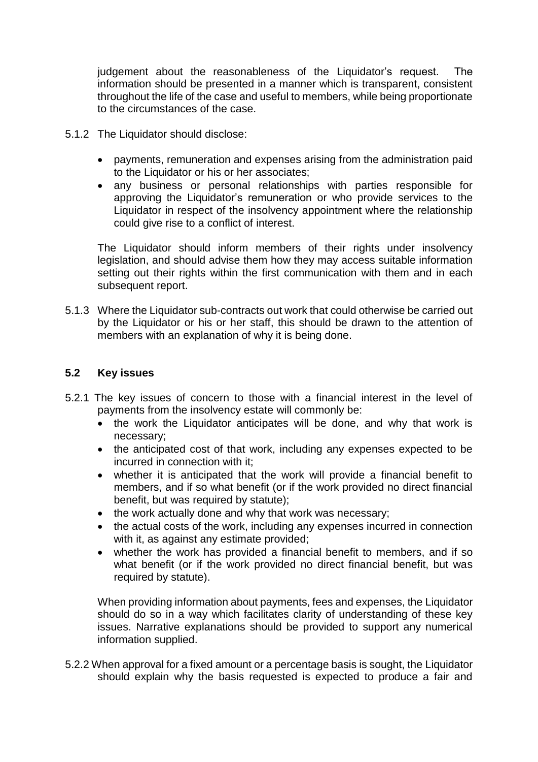judgement about the reasonableness of the Liquidator's request. The information should be presented in a manner which is transparent, consistent throughout the life of the case and useful to members, while being proportionate to the circumstances of the case.

5.1.2 The Liquidator should disclose:

- payments, remuneration and expenses arising from the administration paid to the Liquidator or his or her associates;
- any business or personal relationships with parties responsible for approving the Liquidator's remuneration or who provide services to the Liquidator in respect of the insolvency appointment where the relationship could give rise to a conflict of interest.

The Liquidator should inform members of their rights under insolvency legislation, and should advise them how they may access suitable information setting out their rights within the first communication with them and in each subsequent report.

5.1.3 Where the Liquidator sub-contracts out work that could otherwise be carried out by the Liquidator or his or her staff, this should be drawn to the attention of members with an explanation of why it is being done.

### 5.2 Key issues

5.2.1 The key issues of concern to those with a financial interest in the level of payments from the insolvency estate will commonly be:

- the work the Liquidator anticipates will be done, and why that work is necessary;
- the anticipated cost of that work, including any expenses expected to be incurred in connection with it;
- whether it is anticipated that the work will provide a financial benefit to members, and if so what benefit (or if the work provided no direct financial benefit, but was required by statute);
- the work actually done and why that work was necessary;
- the actual costs of the work, including any expenses incurred in connection with it, as against any estimate provided;
- whether the work has provided a financial benefit to members, and if so what benefit (or if the work provided no direct financial benefit, but was required by statute).

When providing information about payments, fees and expenses, the Liquidator should do so in a way which facilitates clarity of understanding of these key issues. Narrative explanations should be provided to support any numerical information supplied.

5.2.2 When approval for a fixed amount or a percentage basis is sought, the Liquidator should explain why the basis requested is expected to produce a fair and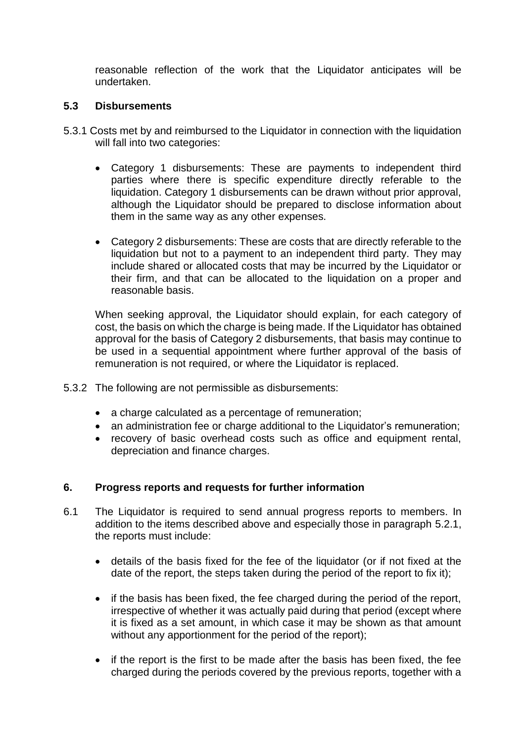reasonable reflection of the work that the Liquidator anticipates will be undertaken.

### 5.3 Disbursements

5.3.1 Costs met by and reimbursed to the Liquidator in connection with the liquidation will fall into two categories:

- Category 1 disbursements: These are payments to independent third parties where there is specific expenditure directly referable to the liquidation. Category 1 disbursements can be drawn without prior approval, although the Liquidator should be prepared to disclose information about them in the same way as any other expenses.

- Category 2 disbursements: These are costs that are directly referable to the liquidation but not to a payment to an independent third party. They may include shared or allocated costs that may be incurred by the Liquidator or their firm, and that can be allocated to the liquidation on a proper and reasonable basis.

When seeking approval, the Liquidator should explain, for each category of cost, the basis on which the charge is being made. If the Liquidator has obtained approval for the basis of Category 2 disbursements, that basis may continue to be used in a sequential appointment where further approval of the basis of remuneration is not required, or where the Liquidator is replaced.

5.3.2 The following are not permissible as disbursements:

- a charge calculated as a percentage of remuneration;
- an administration fee or charge additional to the Liquidator's remuneration;
- recovery of basic overhead costs such as office and equipment rental, depreciation and finance charges.

## 6. Progress reports and requests for further information

6.1 The Liquidator is required to send annual progress reports to members. In addition to the items described above and especially those in paragraph 5.2.1, the reports must include:

- details of the basis fixed for the fee of the liquidator (or if not fixed at the date of the report, the steps taken during the period of the report to fix it);

- if the basis has been fixed, the fee charged during the period of the report, irrespective of whether it was actually paid during that period (except where it is fixed as a set amount, in which case it may be shown as that amount without any apportionment for the period of the report);

- if the report is the first to be made after the basis has been fixed, the fee charged during the periods covered by the previous reports, together with a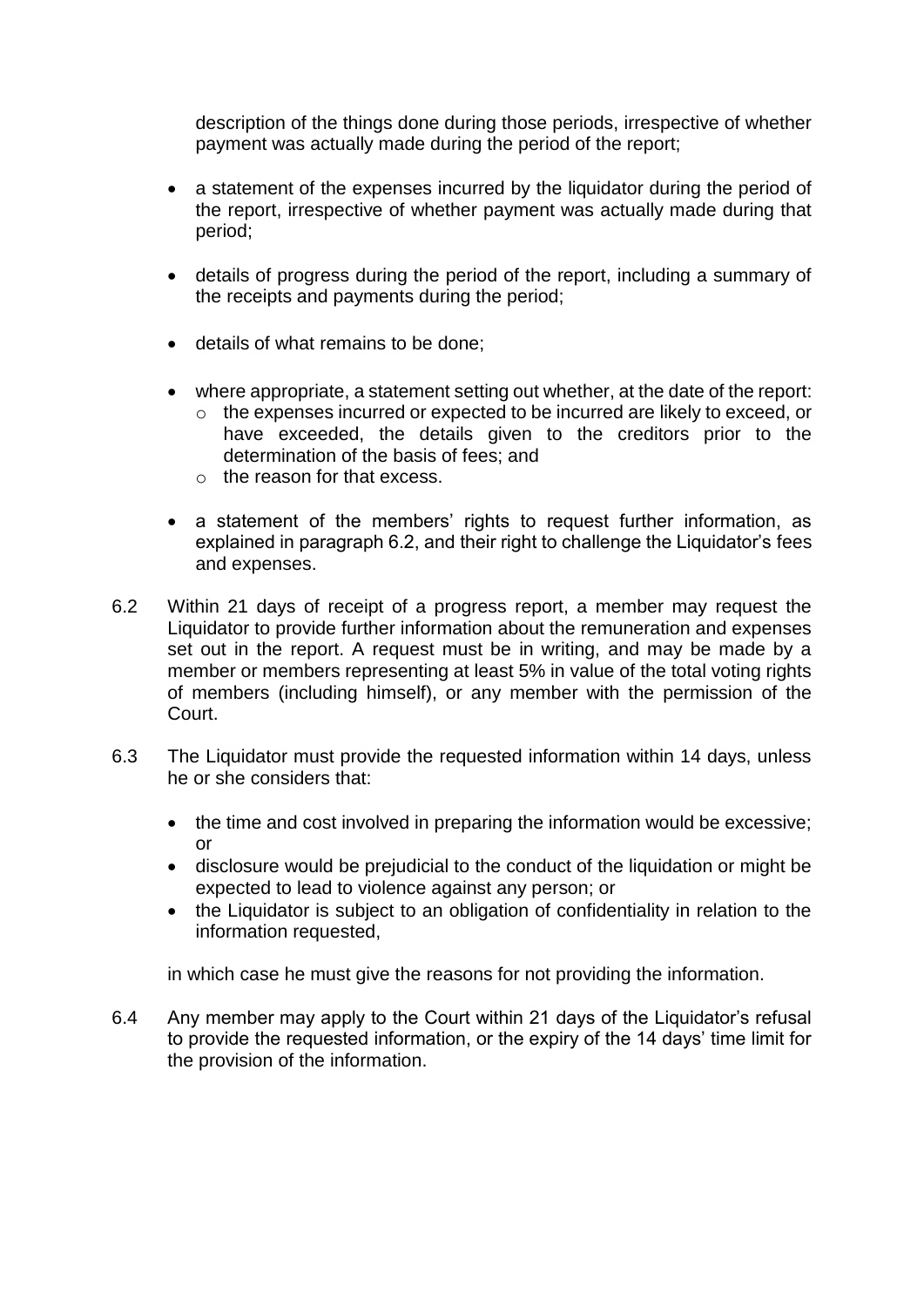description of the things done during those periods, irrespective of whether payment was actually made during the period of the report;

- a statement of the expenses incurred by the liquidator during the period of the report, irrespective of whether payment was actually made during that period;

- details of progress during the period of the report, including a summary of the receipts and payments during the period;

- details of what remains to be done;

- where appropriate, a statement setting out whether, at the date of the report:
  - the expenses incurred or expected to be incurred are likely to exceed, or have exceeded, the details given to the creditors prior to the determination of the basis of fees; and
  - the reason for that excess.

- a statement of the members' rights to request further information, as explained in paragraph 6.2, and their right to challenge the Liquidator's fees and expenses.

6.2 Within 21 days of receipt of a progress report, a member may request the Liquidator to provide further information about the remuneration and expenses set out in the report. A request must be in writing, and may be made by a member or members representing at least 5% in value of the total voting rights of members (including himself), or any member with the permission of the Court.

6.3 The Liquidator must provide the requested information within 14 days, unless he or she considers that:

- the time and cost involved in preparing the information would be excessive; or
- disclosure would be prejudicial to the conduct of the liquidation or might be expected to lead to violence against any person; or
- the Liquidator is subject to an obligation of confidentiality in relation to the information requested,

in which case he must give the reasons for not providing the information.

6.4 Any member may apply to the Court within 21 days of the Liquidator's refusal to provide the requested information, or the expiry of the 14 days' time limit for the provision of the information.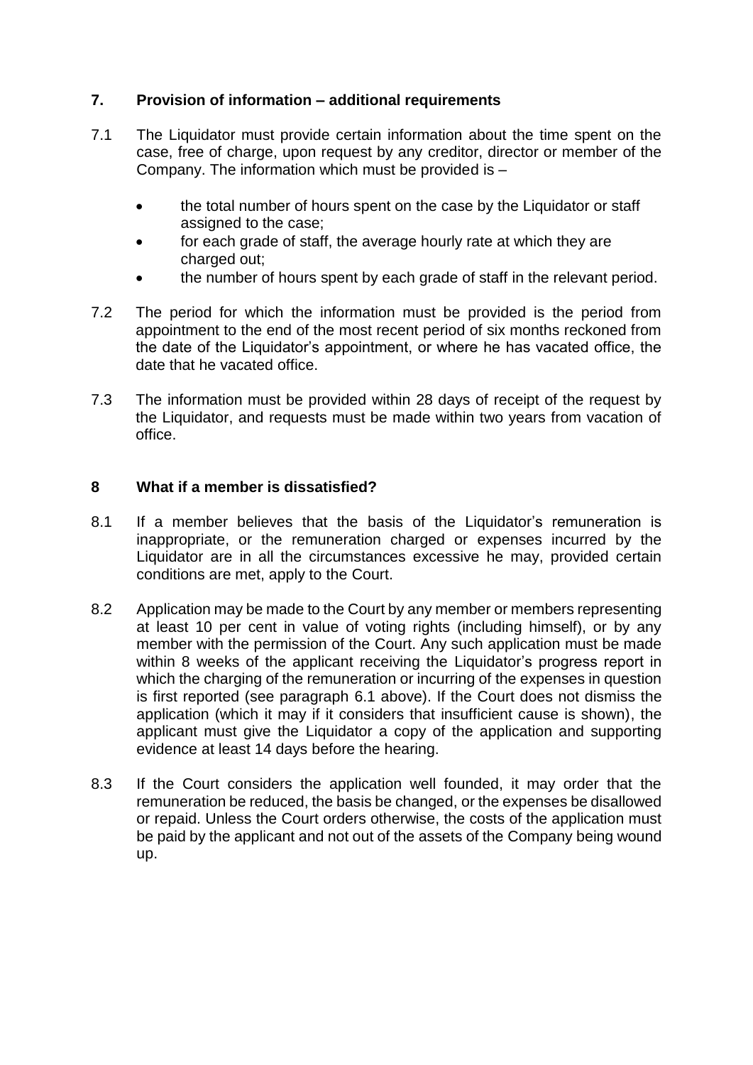## 7. Provision of information – additional requirements

7.1 The Liquidator must provide certain information about the time spent on the case, free of charge, upon request by any creditor, director or member of the Company. The information which must be provided is –

- the total number of hours spent on the case by the Liquidator or staff assigned to the case;
- for each grade of staff, the average hourly rate at which they are charged out;
- the number of hours spent by each grade of staff in the relevant period.

7.2 The period for which the information must be provided is the period from appointment to the end of the most recent period of six months reckoned from the date of the Liquidator's appointment, or where he has vacated office, the date that he vacated office.

7.3 The information must be provided within 28 days of receipt of the request by the Liquidator, and requests must be made within two years from vacation of office.

## 8 What if a member is dissatisfied?

8.1 If a member believes that the basis of the Liquidator's remuneration is inappropriate, or the remuneration charged or expenses incurred by the Liquidator are in all the circumstances excessive he may, provided certain conditions are met, apply to the Court.

8.2 Application may be made to the Court by any member or members representing at least 10 per cent in value of voting rights (including himself), or by any member with the permission of the Court. Any such application must be made within 8 weeks of the applicant receiving the Liquidator's progress report in which the charging of the remuneration or incurring of the expenses in question is first reported (see paragraph 6.1 above). If the Court does not dismiss the application (which it may if it considers that insufficient cause is shown), the applicant must give the Liquidator a copy of the application and supporting evidence at least 14 days before the hearing.

8.3 If the Court considers the application well founded, it may order that the remuneration be reduced, the basis be changed, or the expenses be disallowed or repaid. Unless the Court orders otherwise, the costs of the application must be paid by the applicant and not out of the assets of the Company being wound up.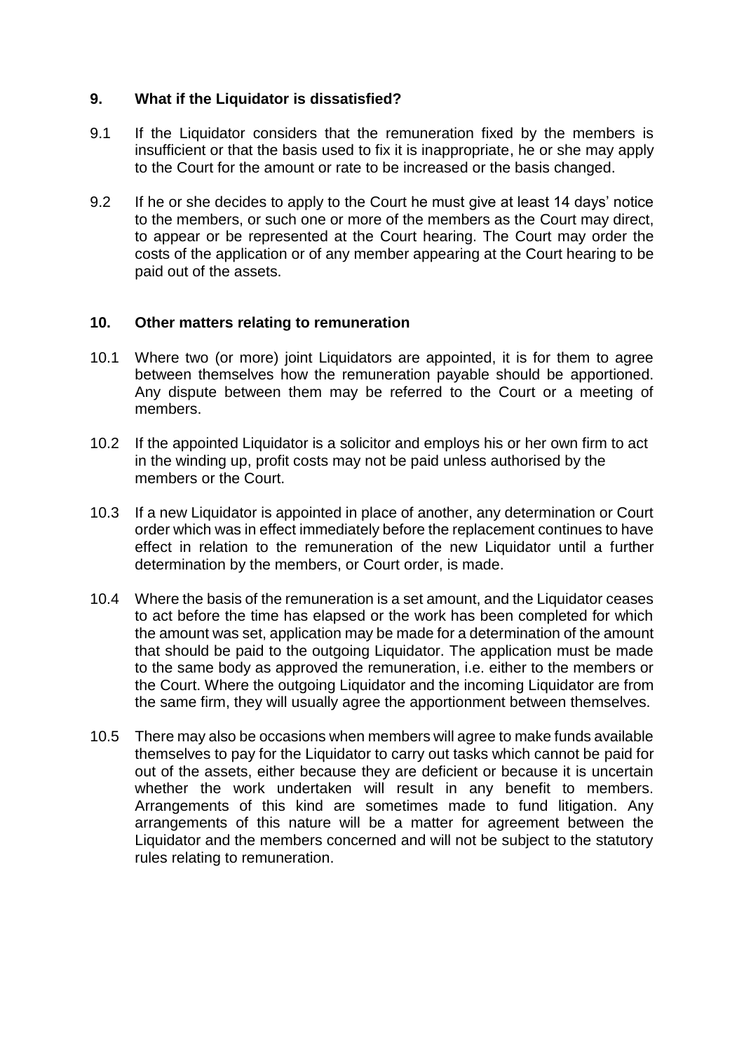## 9. What if the Liquidator is dissatisfied?

9.1 If the Liquidator considers that the remuneration fixed by the members is insufficient or that the basis used to fix it is inappropriate, he or she may apply to the Court for the amount or rate to be increased or the basis changed.

9.2 If he or she decides to apply to the Court he must give at least 14 days' notice to the members, or such one or more of the members as the Court may direct, to appear or be represented at the Court hearing. The Court may order the costs of the application or of any member appearing at the Court hearing to be paid out of the assets.

## 10. Other matters relating to remuneration

10.1 Where two (or more) joint Liquidators are appointed, it is for them to agree between themselves how the remuneration payable should be apportioned. Any dispute between them may be referred to the Court or a meeting of members.

10.2 If the appointed Liquidator is a solicitor and employs his or her own firm to act in the winding up, profit costs may not be paid unless authorised by the members or the Court.

10.3 If a new Liquidator is appointed in place of another, any determination or Court order which was in effect immediately before the replacement continues to have effect in relation to the remuneration of the new Liquidator until a further determination by the members, or Court order, is made.

10.4 Where the basis of the remuneration is a set amount, and the Liquidator ceases to act before the time has elapsed or the work has been completed for which the amount was set, application may be made for a determination of the amount that should be paid to the outgoing Liquidator. The application must be made to the same body as approved the remuneration, i.e. either to the members or the Court. Where the outgoing Liquidator and the incoming Liquidator are from the same firm, they will usually agree the apportionment between themselves.

10.5 There may also be occasions when members will agree to make funds available themselves to pay for the Liquidator to carry out tasks which cannot be paid for out of the assets, either because they are deficient or because it is uncertain whether the work undertaken will result in any benefit to members. Arrangements of this kind are sometimes made to fund litigation. Any arrangements of this nature will be a matter for agreement between the Liquidator and the members concerned and will not be subject to the statutory rules relating to remuneration.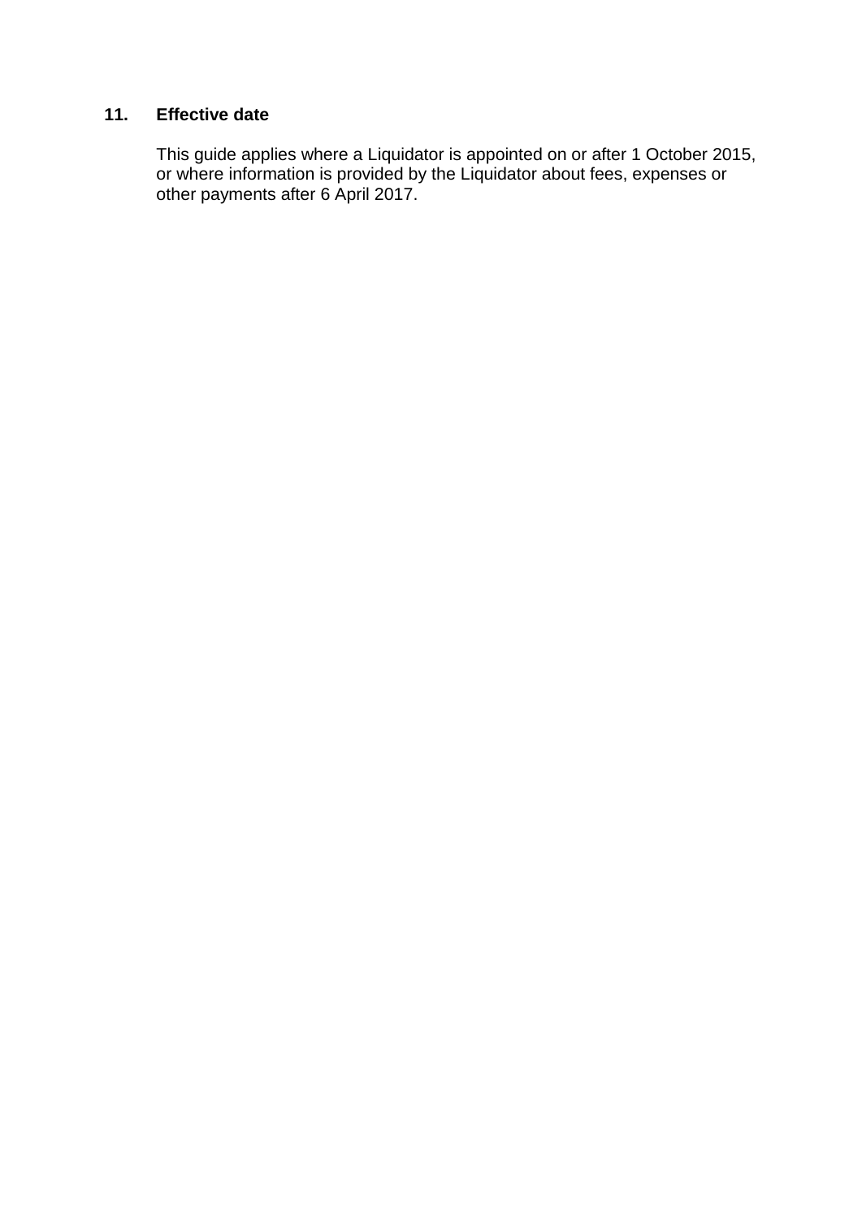## 11. Effective date

This guide applies where a Liquidator is appointed on or after 1 October 2015, or where information is provided by the Liquidator about fees, expenses or other payments after 6 April 2017.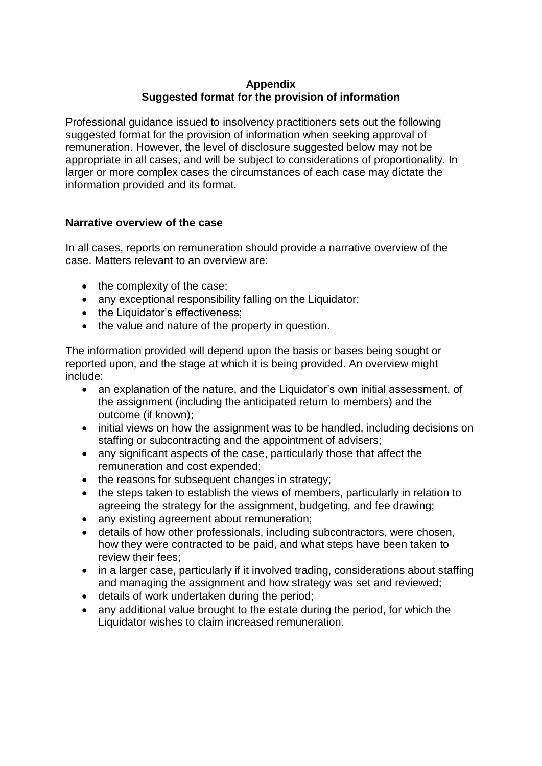**Appendix**
**Suggested format for the provision of information**

Professional guidance issued to insolvency practitioners sets out the following suggested format for the provision of information when seeking approval of remuneration. However, the level of disclosure suggested below may not be appropriate in all cases, and will be subject to considerations of proportionality. In larger or more complex cases the circumstances of each case may dictate the information provided and its format.

**Narrative overview of the case**

In all cases, reports on remuneration should provide a narrative overview of the case. Matters relevant to an overview are:

- the complexity of the case;
- any exceptional responsibility falling on the Liquidator;
- the Liquidator's effectiveness;
- the value and nature of the property in question.

The information provided will depend upon the basis or bases being sought or reported upon, and the stage at which it is being provided. An overview might include:

- an explanation of the nature, and the Liquidator's own initial assessment, of the assignment (including the anticipated return to members) and the outcome (if known);
- initial views on how the assignment was to be handled, including decisions on staffing or subcontracting and the appointment of advisers;
- any significant aspects of the case, particularly those that affect the remuneration and cost expended;
- the reasons for subsequent changes in strategy;
- the steps taken to establish the views of members, particularly in relation to agreeing the strategy for the assignment, budgeting, and fee drawing;
- any existing agreement about remuneration;
- details of how other professionals, including subcontractors, were chosen, how they were contracted to be paid, and what steps have been taken to review their fees;
- in a larger case, particularly if it involved trading, considerations about staffing and managing the assignment and how strategy was set and reviewed;
- details of work undertaken during the period;
- any additional value brought to the estate during the period, for which the Liquidator wishes to claim increased remuneration.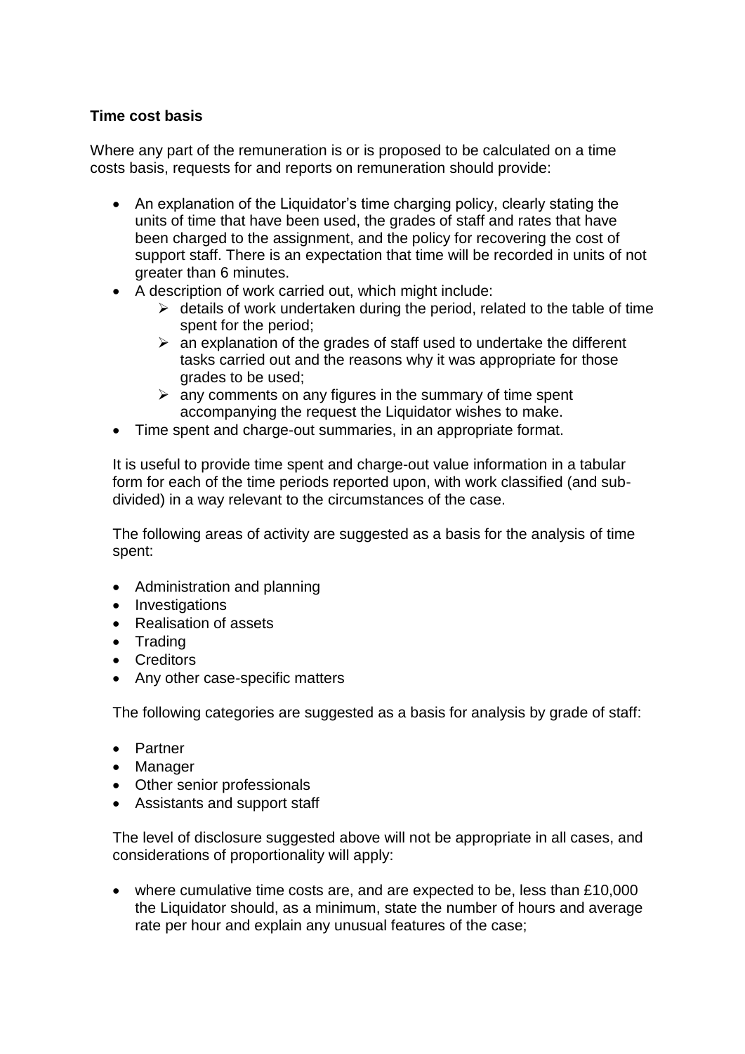**Time cost basis**

Where any part of the remuneration is or is proposed to be calculated on a time costs basis, requests for and reports on remuneration should provide:

- An explanation of the Liquidator's time charging policy, clearly stating the units of time that have been used, the grades of staff and rates that have been charged to the assignment, and the policy for recovering the cost of support staff. There is an expectation that time will be recorded in units of not greater than 6 minutes.
- A description of work carried out, which might include:
    - details of work undertaken during the period, related to the table of time spent for the period;
    - an explanation of the grades of staff used to undertake the different tasks carried out and the reasons why it was appropriate for those grades to be used;
    - any comments on any figures in the summary of time spent accompanying the request the Liquidator wishes to make.
- Time spent and charge-out summaries, in an appropriate format.

It is useful to provide time spent and charge-out value information in a tabular form for each of the time periods reported upon, with work classified (and sub-divided) in a way relevant to the circumstances of the case.

The following areas of activity are suggested as a basis for the analysis of time spent:

- Administration and planning
- Investigations
- Realisation of assets
- Trading
- Creditors
- Any other case-specific matters

The following categories are suggested as a basis for analysis by grade of staff:

- Partner
- Manager
- Other senior professionals
- Assistants and support staff

The level of disclosure suggested above will not be appropriate in all cases, and considerations of proportionality will apply:

- where cumulative time costs are, and are expected to be, less than £10,000 the Liquidator should, as a minimum, state the number of hours and average rate per hour and explain any unusual features of the case;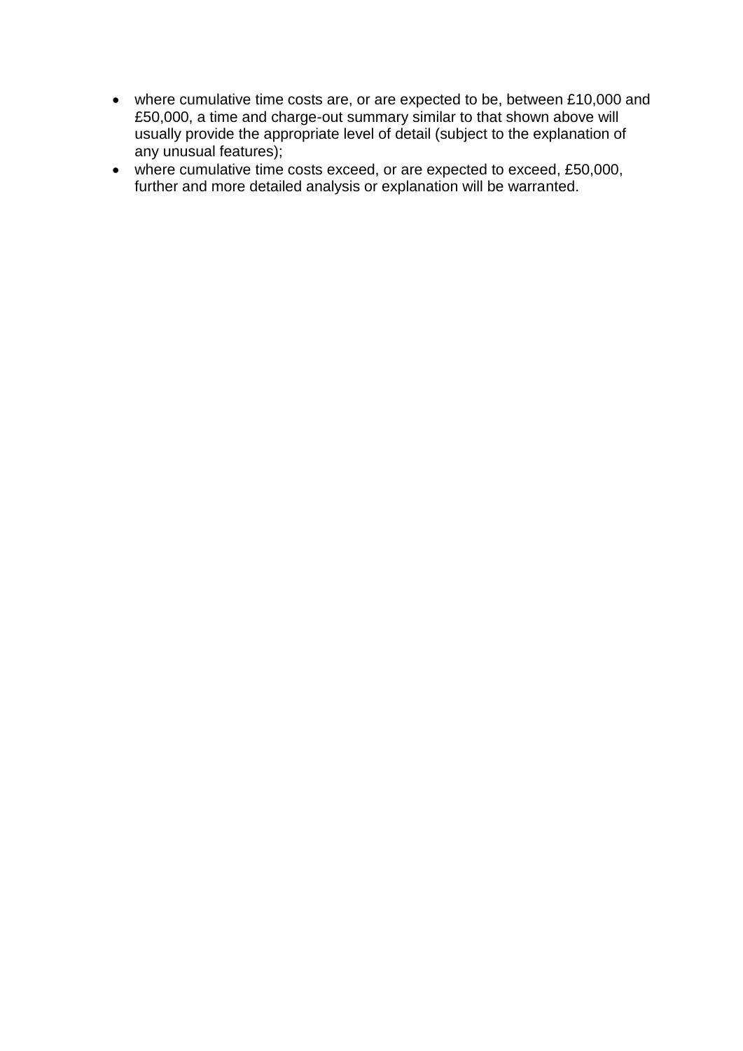- where cumulative time costs are, or are expected to be, between £10,000 and £50,000, a time and charge-out summary similar to that shown above will usually provide the appropriate level of detail (subject to the explanation of any unusual features);
- where cumulative time costs exceed, or are expected to exceed, £50,000, further and more detailed analysis or explanation will be warranted.